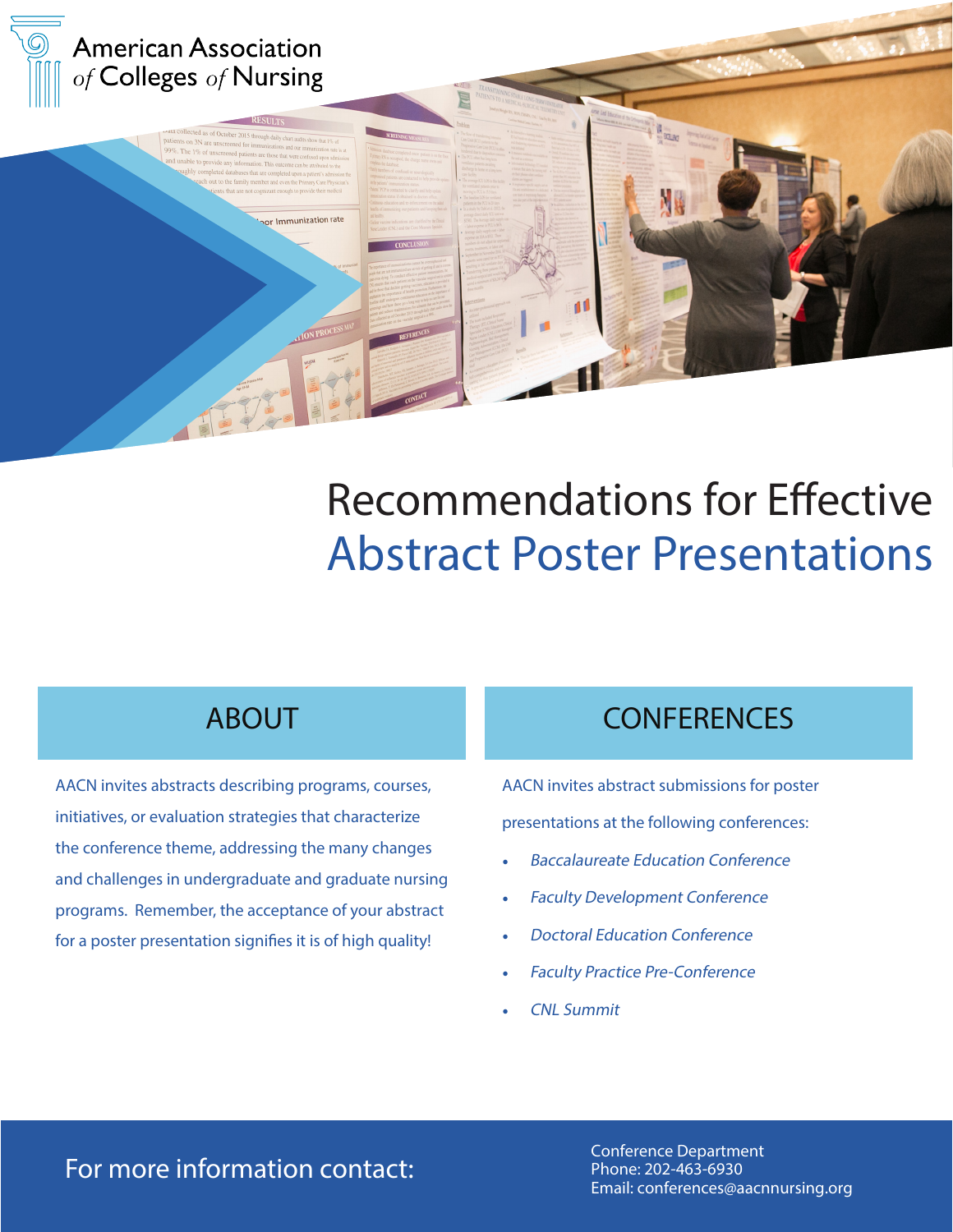American Association of Colleges of Nursing

# Recommendations for Effective Abstract Poster Presentations

## ABOUT

AACN invites abstracts describing programs, courses, initiatives, or evaluation strategies that characterize the conference theme, addressing the many changes and challenges in undergraduate and graduate nursing programs. Remember, the acceptance of your abstract for a poster presentation signifies it is of high quality!

## CONFERENCES

AACN invites abstract submissions for poster presentations at the following conferences:

- *Baccalaureate Education Conference*
- *Faculty Development Conference*
- *Doctoral Education Conference*
- *Faculty Practice Pre-Conference*
- *CNL Summit*

For more information contact:

Conference Department
Phone: 202-463-6930
Email: conferences@aacnnursing.org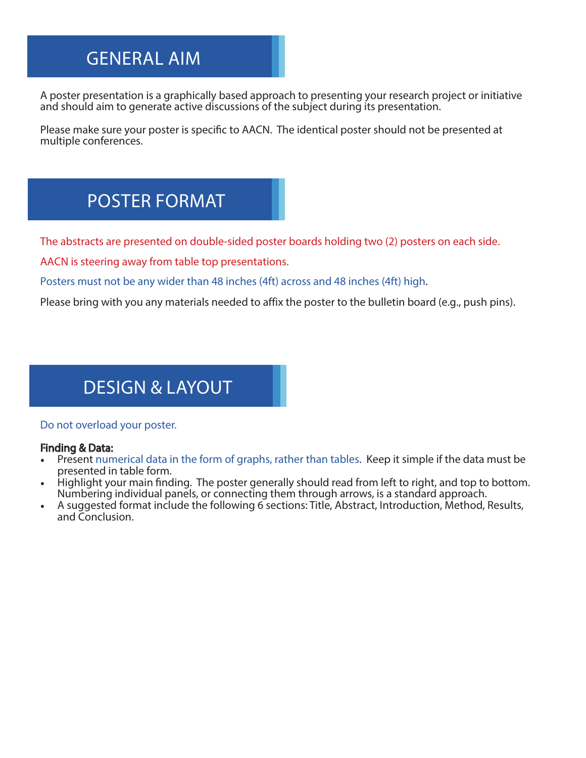## GENERAL AIM

A poster presentation is a graphically based approach to presenting your research project or initiative and should aim to generate active discussions of the subject during its presentation.

Please make sure your poster is specific to AACN. The identical poster should not be presented at multiple conferences.

## POSTER FORMAT

The abstracts are presented on double-sided poster boards holding two (2) posters on each side.

AACN is steering away from table top presentations.

Posters must not be any wider than 48 inches (4ft) across and 48 inches (4ft) high.

Please bring with you any materials needed to affix the poster to the bulletin board (e.g., push pins).

## DESIGN & LAYOUT

Do not overload your poster.

**Finding & Data:**

- Present numerical data in the form of graphs, rather than tables. Keep it simple if the data must be presented in table form.
- Highlight your main finding. The poster generally should read from left to right, and top to bottom. Numbering individual panels, or connecting them through arrows, is a standard approach.
- A suggested format include the following 6 sections: Title, Abstract, Introduction, Method, Results, and Conclusion.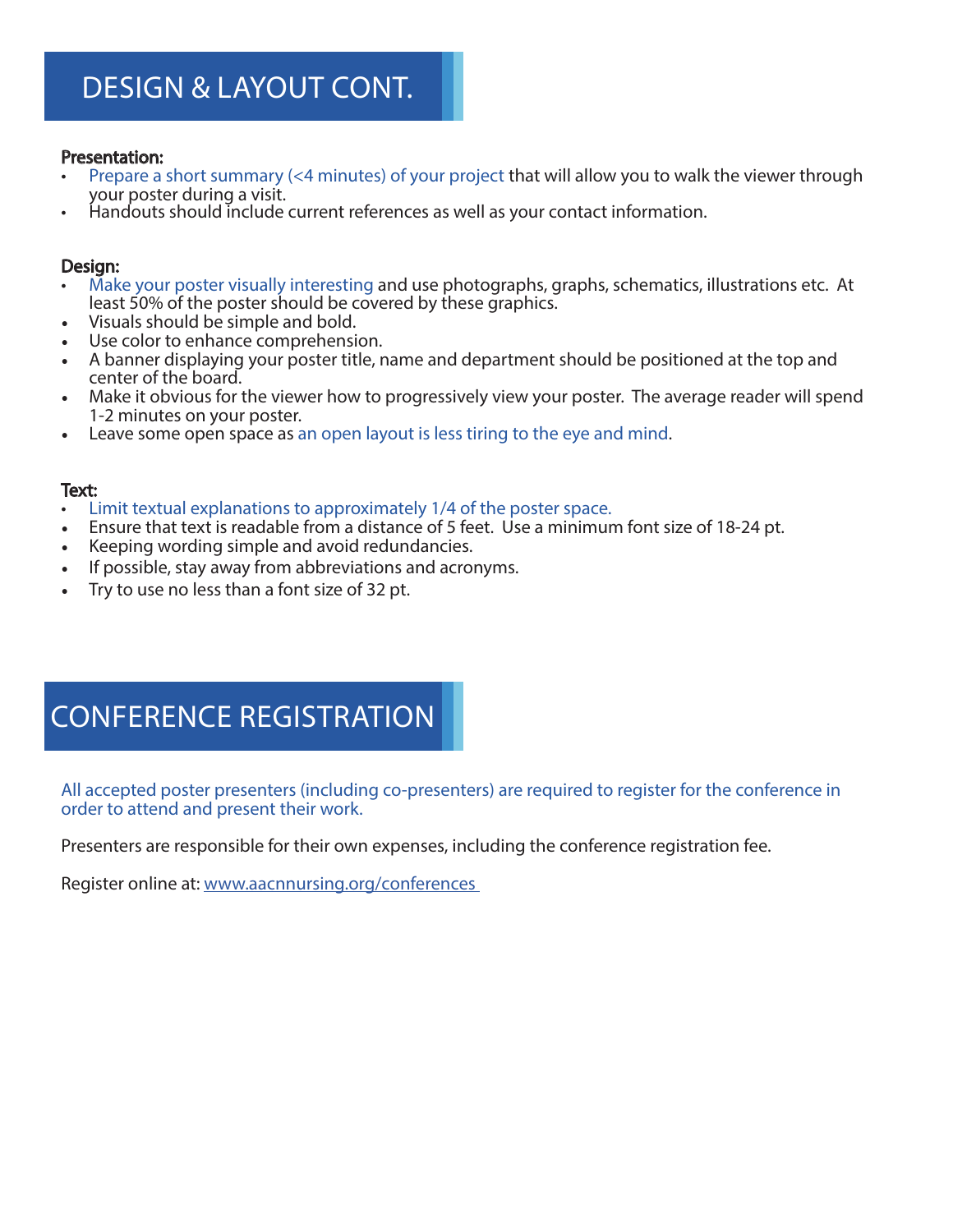## DESIGN & LAYOUT CONT.

**Presentation:**

- Prepare a short summary (<4 minutes) of your project that will allow you to walk the viewer through your poster during a visit.
- Handouts should include current references as well as your contact information.

**Design:**

- Make your poster visually interesting and use photographs, graphs, schematics, illustrations etc. At least 50% of the poster should be covered by these graphics.
- Visuals should be simple and bold.
- Use color to enhance comprehension.
- A banner displaying your poster title, name and department should be positioned at the top and center of the board.
- Make it obvious for the viewer how to progressively view your poster. The average reader will spend 1-2 minutes on your poster.
- Leave some open space as an open layout is less tiring to the eye and mind.

**Text:**

- Limit textual explanations to approximately 1/4 of the poster space.
- Ensure that text is readable from a distance of 5 feet. Use a minimum font size of 18-24 pt.
- Keeping wording simple and avoid redundancies.
- If possible, stay away from abbreviations and acronyms.
- Try to use no less than a font size of 32 pt.

## CONFERENCE REGISTRATION

All accepted poster presenters (including co-presenters) are required to register for the conference in order to attend and present their work.

Presenters are responsible for their own expenses, including the conference registration fee.

Register online at: www.aacnnursing.org/conferences